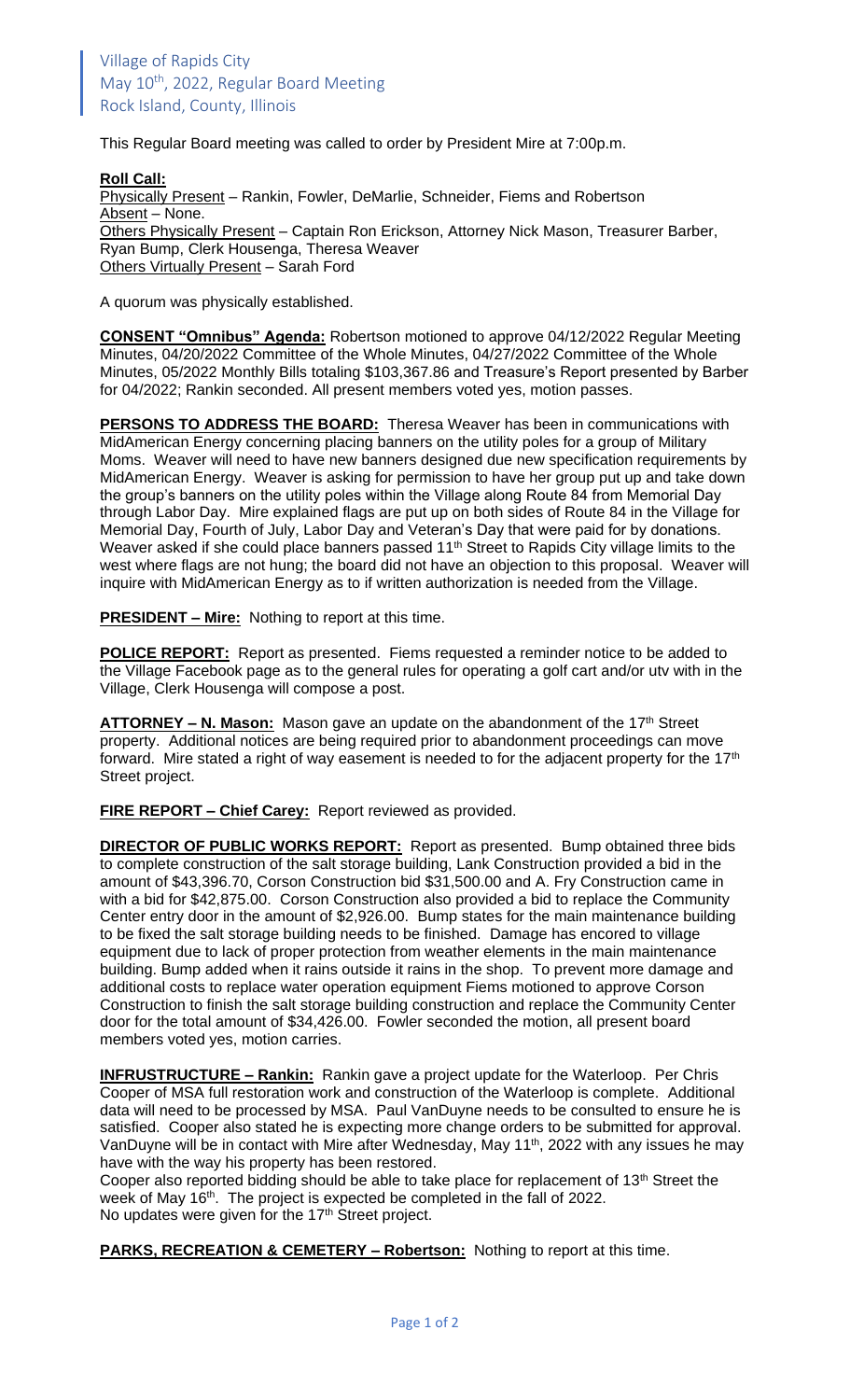Village of Rapids City
May 10th, 2022, Regular Board Meeting
Rock Island, County, Illinois

This Regular Board meeting was called to order by President Mire at 7:00p.m.

**Roll Call:**
Physically Present – Rankin, Fowler, DeMarlie, Schneider, Fiems and Robertson
Absent – None.
Others Physically Present – Captain Ron Erickson, Attorney Nick Mason, Treasurer Barber, Ryan Bump, Clerk Housenga, Theresa Weaver
Others Virtually Present – Sarah Ford

A quorum was physically established.

**CONSENT "Omnibus" Agenda:** Robertson motioned to approve 04/12/2022 Regular Meeting Minutes, 04/20/2022 Committee of the Whole Minutes, 04/27/2022 Committee of the Whole Minutes, 05/2022 Monthly Bills totaling $103,367.86 and Treasure's Report presented by Barber for 04/2022; Rankin seconded. All present members voted yes, motion passes.

**PERSONS TO ADDRESS THE BOARD:** Theresa Weaver has been in communications with MidAmerican Energy concerning placing banners on the utility poles for a group of Military Moms. Weaver will need to have new banners designed due new specification requirements by MidAmerican Energy. Weaver is asking for permission to have her group put up and take down the group's banners on the utility poles within the Village along Route 84 from Memorial Day through Labor Day. Mire explained flags are put up on both sides of Route 84 in the Village for Memorial Day, Fourth of July, Labor Day and Veteran's Day that were paid for by donations. Weaver asked if she could place banners passed 11th Street to Rapids City village limits to the west where flags are not hung; the board did not have an objection to this proposal. Weaver will inquire with MidAmerican Energy as to if written authorization is needed from the Village.

**PRESIDENT – Mire:** Nothing to report at this time.

**POLICE REPORT:** Report as presented. Fiems requested a reminder notice to be added to the Village Facebook page as to the general rules for operating a golf cart and/or utv with in the Village, Clerk Housenga will compose a post.

**ATTORNEY – N. Mason:** Mason gave an update on the abandonment of the 17th Street property. Additional notices are being required prior to abandonment proceedings can move forward. Mire stated a right of way easement is needed to for the adjacent property for the 17th Street project.

**FIRE REPORT – Chief Carey:** Report reviewed as provided.

**DIRECTOR OF PUBLIC WORKS REPORT:** Report as presented. Bump obtained three bids to complete construction of the salt storage building, Lank Construction provided a bid in the amount of $43,396.70, Corson Construction bid $31,500.00 and A. Fry Construction came in with a bid for $42,875.00. Corson Construction also provided a bid to replace the Community Center entry door in the amount of $2,926.00. Bump states for the main maintenance building to be fixed the salt storage building needs to be finished. Damage has encored to village equipment due to lack of proper protection from weather elements in the main maintenance building. Bump added when it rains outside it rains in the shop. To prevent more damage and additional costs to replace water operation equipment Fiems motioned to approve Corson Construction to finish the salt storage building construction and replace the Community Center door for the total amount of $34,426.00. Fowler seconded the motion, all present board members voted yes, motion carries.

**INFRUSTRUCTURE – Rankin:** Rankin gave a project update for the Waterloop. Per Chris Cooper of MSA full restoration work and construction of the Waterloop is complete. Additional data will need to be processed by MSA. Paul VanDuyne needs to be consulted to ensure he is satisfied. Cooper also stated he is expecting more change orders to be submitted for approval. VanDuyne will be in contact with Mire after Wednesday, May 11th, 2022 with any issues he may have with the way his property has been restored.
Cooper also reported bidding should be able to take place for replacement of 13th Street the week of May 16th. The project is expected be completed in the fall of 2022.
No updates were given for the 17th Street project.

**PARKS, RECREATION & CEMETERY – Robertson:** Nothing to report at this time.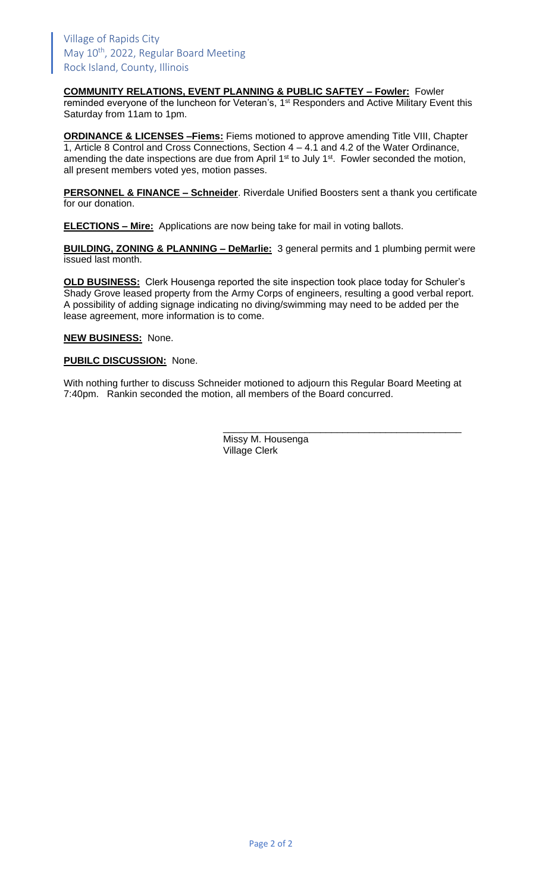**COMMUNITY RELATIONS, EVENT PLANNING & PUBLIC SAFTEY – Fowler:** Fowler reminded everyone of the luncheon for Veteran's, 1st Responders and Active Military Event this Saturday from 11am to 1pm.

**ORDINANCE & LICENSES –Fiems:** Fiems motioned to approve amending Title VIII, Chapter 1, Article 8 Control and Cross Connections, Section 4 – 4.1 and 4.2 of the Water Ordinance, amending the date inspections are due from April 1st to July 1st. Fowler seconded the motion, all present members voted yes, motion passes.

**PERSONNEL & FINANCE – Schneider**. Riverdale Unified Boosters sent a thank you certificate for our donation.

**ELECTIONS – Mire:** Applications are now being take for mail in voting ballots.

**BUILDING, ZONING & PLANNING – DeMarlie:** 3 general permits and 1 plumbing permit were issued last month.

**OLD BUSINESS:** Clerk Housenga reported the site inspection took place today for Schuler's Shady Grove leased property from the Army Corps of engineers, resulting a good verbal report. A possibility of adding signage indicating no diving/swimming may need to be added per the lease agreement, more information is to come.

**NEW BUSINESS:** None.

**PUBILC DISCUSSION:** None.

With nothing further to discuss Schneider motioned to adjourn this Regular Board Meeting at 7:40pm. Rankin seconded the motion, all members of the Board concurred.

\_\_\_\_\_\_\_\_\_\_\_\_\_\_\_\_\_\_\_\_\_\_\_\_\_\_\_\_\_\_\_\_\_\_\_\_\_\_\_\_\_\_\_\_

Missy M. Housenga
Village Clerk